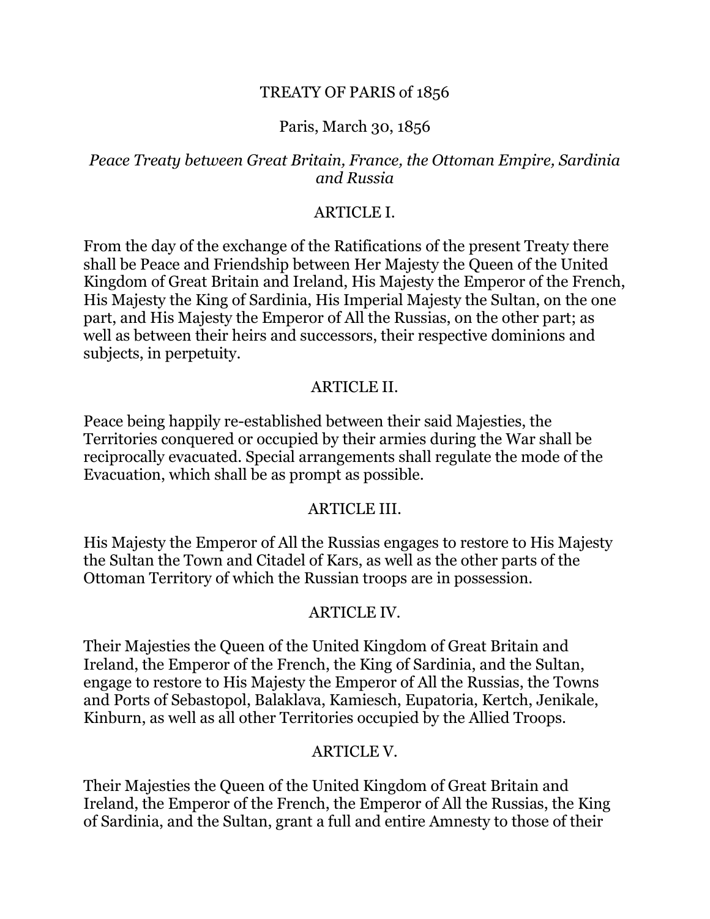# TREATY OF PARIS of 1856

Paris, March 30, 1856

*Peace Treaty between Great Britain, France, the Ottoman Empire, Sardinia and Russia*

## ARTICLE I.

From the day of the exchange of the Ratifications of the present Treaty there shall be Peace and Friendship between Her Majesty the Queen of the United Kingdom of Great Britain and Ireland, His Majesty the Emperor of the French, His Majesty the King of Sardinia, His Imperial Majesty the Sultan, on the one part, and His Majesty the Emperor of All the Russias, on the other part; as well as between their heirs and successors, their respective dominions and subjects, in perpetuity.

## ARTICLE II.

Peace being happily re-established between their said Majesties, the Territories conquered or occupied by their armies during the War shall be reciprocally evacuated. Special arrangements shall regulate the mode of the Evacuation, which shall be as prompt as possible.

## ARTICLE III.

His Majesty the Emperor of All the Russias engages to restore to His Majesty the Sultan the Town and Citadel of Kars, as well as the other parts of the Ottoman Territory of which the Russian troops are in possession.

## ARTICLE IV.

Their Majesties the Queen of the United Kingdom of Great Britain and Ireland, the Emperor of the French, the King of Sardinia, and the Sultan, engage to restore to His Majesty the Emperor of All the Russias, the Towns and Ports of Sebastopol, Balaklava, Kamiesch, Eupatoria, Kertch, Jenikale, Kinburn, as well as all other Territories occupied by the Allied Troops.

## ARTICLE V.

Their Majesties the Queen of the United Kingdom of Great Britain and Ireland, the Emperor of the French, the Emperor of All the Russias, the King of Sardinia, and the Sultan, grant a full and entire Amnesty to those of their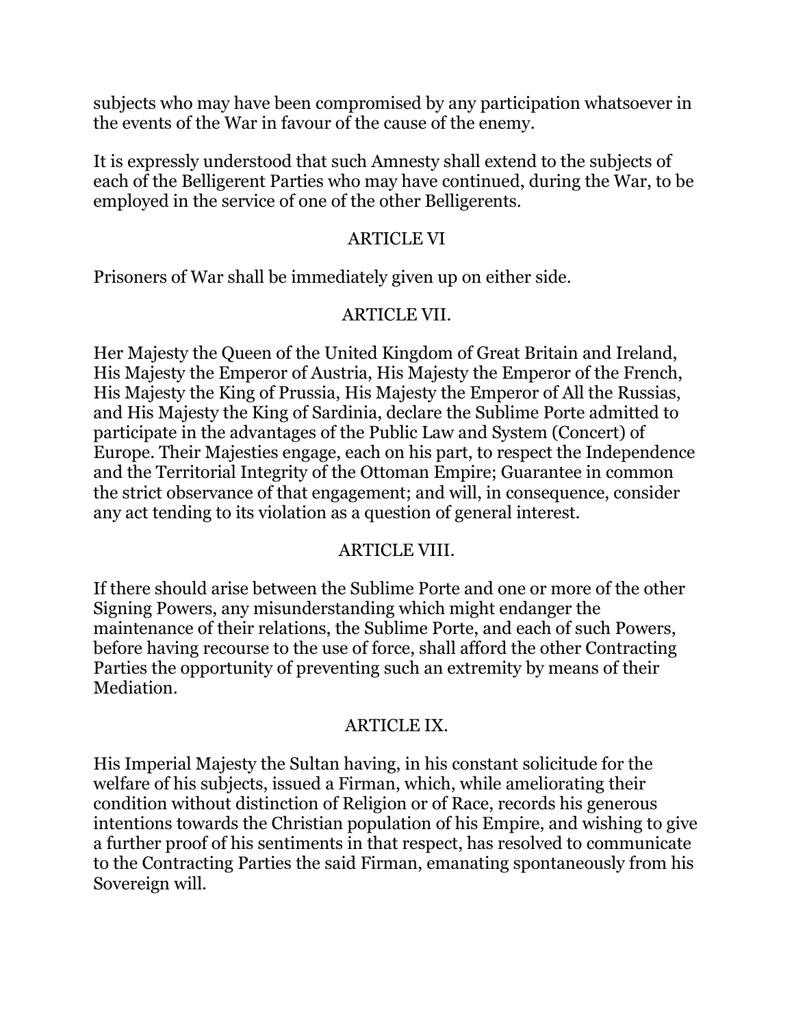subjects who may have been compromised by any participation whatsoever in the events of the War in favour of the cause of the enemy.

It is expressly understood that such Amnesty shall extend to the subjects of each of the Belligerent Parties who may have continued, during the War, to be employed in the service of one of the other Belligerents.

## ARTICLE VI

Prisoners of War shall be immediately given up on either side.

## ARTICLE VII.

Her Majesty the Queen of the United Kingdom of Great Britain and Ireland, His Majesty the Emperor of Austria, His Majesty the Emperor of the French, His Majesty the King of Prussia, His Majesty the Emperor of All the Russias, and His Majesty the King of Sardinia, declare the Sublime Porte admitted to participate in the advantages of the Public Law and System (Concert) of Europe. Their Majesties engage, each on his part, to respect the Independence and the Territorial Integrity of the Ottoman Empire; Guarantee in common the strict observance of that engagement; and will, in consequence, consider any act tending to its violation as a question of general interest.

## ARTICLE VIII.

If there should arise between the Sublime Porte and one or more of the other Signing Powers, any misunderstanding which might endanger the maintenance of their relations, the Sublime Porte, and each of such Powers, before having recourse to the use of force, shall afford the other Contracting Parties the opportunity of preventing such an extremity by means of their Mediation.

## ARTICLE IX.

His Imperial Majesty the Sultan having, in his constant solicitude for the welfare of his subjects, issued a Firman, which, while ameliorating their condition without distinction of Religion or of Race, records his generous intentions towards the Christian population of his Empire, and wishing to give a further proof of his sentiments in that respect, has resolved to communicate to the Contracting Parties the said Firman, emanating spontaneously from his Sovereign will.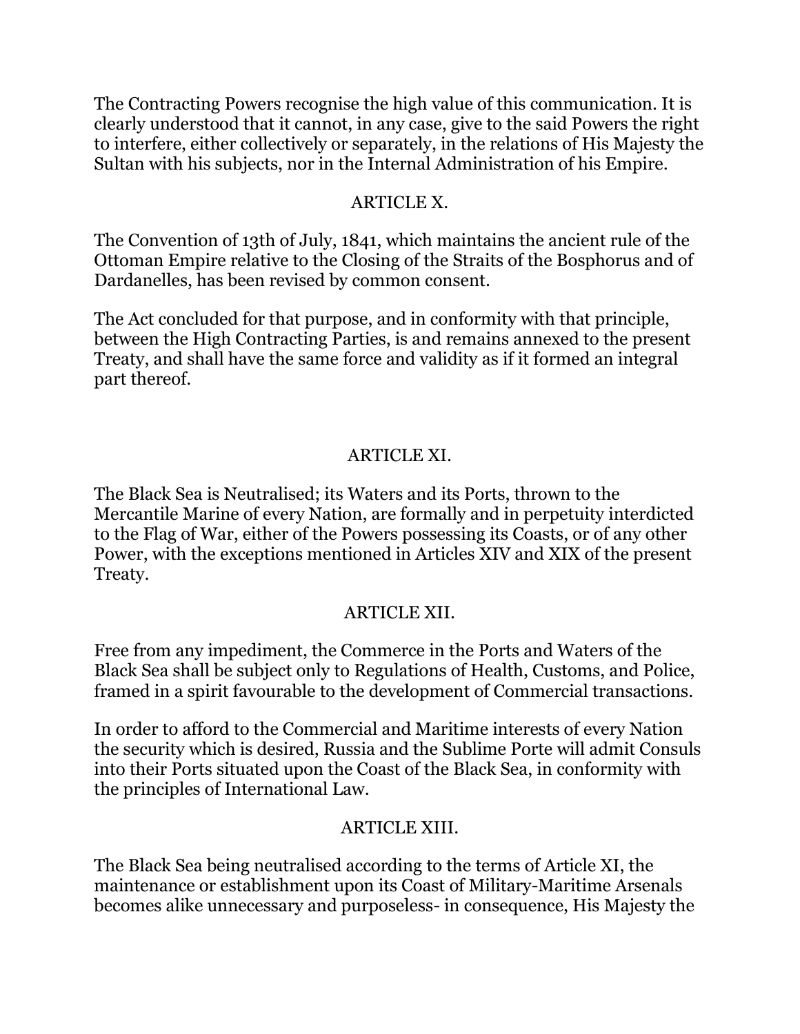The Contracting Powers recognise the high value of this communication. It is clearly understood that it cannot, in any case, give to the said Powers the right to interfere, either collectively or separately, in the relations of His Majesty the Sultan with his subjects, nor in the Internal Administration of his Empire.

## ARTICLE X.

The Convention of 13th of July, 1841, which maintains the ancient rule of the Ottoman Empire relative to the Closing of the Straits of the Bosphorus and of Dardanelles, has been revised by common consent.

The Act concluded for that purpose, and in conformity with that principle, between the High Contracting Parties, is and remains annexed to the present Treaty, and shall have the same force and validity as if it formed an integral part thereof.

## ARTICLE XI.

The Black Sea is Neutralised; its Waters and its Ports, thrown to the Mercantile Marine of every Nation, are formally and in perpetuity interdicted to the Flag of War, either of the Powers possessing its Coasts, or of any other Power, with the exceptions mentioned in Articles XIV and XIX of the present Treaty.

## ARTICLE XII.

Free from any impediment, the Commerce in the Ports and Waters of the Black Sea shall be subject only to Regulations of Health, Customs, and Police, framed in a spirit favourable to the development of Commercial transactions.

In order to afford to the Commercial and Maritime interests of every Nation the security which is desired, Russia and the Sublime Porte will admit Consuls into their Ports situated upon the Coast of the Black Sea, in conformity with the principles of International Law.

## ARTICLE XIII.

The Black Sea being neutralised according to the terms of Article XI, the maintenance or establishment upon its Coast of Military-Maritime Arsenals becomes alike unnecessary and purposeless- in consequence, His Majesty the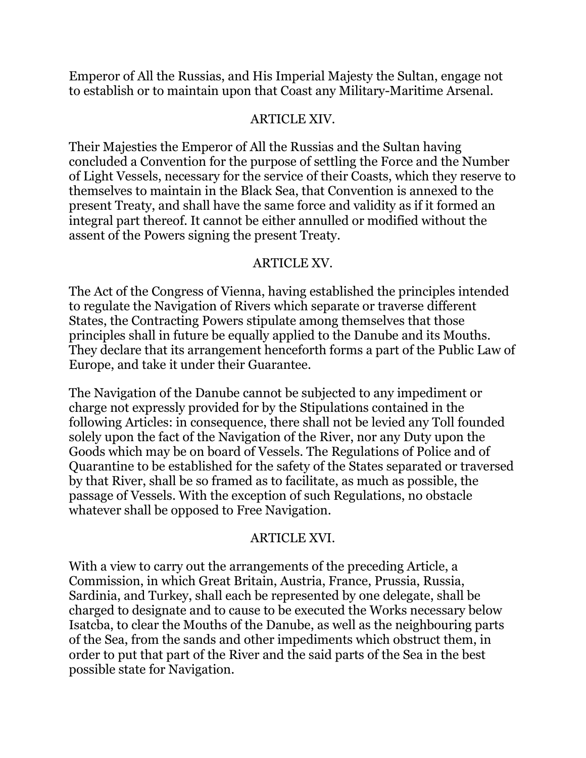Emperor of All the Russias, and His Imperial Majesty the Sultan, engage not to establish or to maintain upon that Coast any Military-Maritime Arsenal.

## ARTICLE XIV.

Their Majesties the Emperor of All the Russias and the Sultan having concluded a Convention for the purpose of settling the Force and the Number of Light Vessels, necessary for the service of their Coasts, which they reserve to themselves to maintain in the Black Sea, that Convention is annexed to the present Treaty, and shall have the same force and validity as if it formed an integral part thereof. It cannot be either annulled or modified without the assent of the Powers signing the present Treaty.

## ARTICLE XV.

The Act of the Congress of Vienna, having established the principles intended to regulate the Navigation of Rivers which separate or traverse different States, the Contracting Powers stipulate among themselves that those principles shall in future be equally applied to the Danube and its Mouths. They declare that its arrangement henceforth forms a part of the Public Law of Europe, and take it under their Guarantee.

The Navigation of the Danube cannot be subjected to any impediment or charge not expressly provided for by the Stipulations contained in the following Articles: in consequence, there shall not be levied any Toll founded solely upon the fact of the Navigation of the River, nor any Duty upon the Goods which may be on board of Vessels. The Regulations of Police and of Quarantine to be established for the safety of the States separated or traversed by that River, shall be so framed as to facilitate, as much as possible, the passage of Vessels. With the exception of such Regulations, no obstacle whatever shall be opposed to Free Navigation.

## ARTICLE XVI.

With a view to carry out the arrangements of the preceding Article, a Commission, in which Great Britain, Austria, France, Prussia, Russia, Sardinia, and Turkey, shall each be represented by one delegate, shall be charged to designate and to cause to be executed the Works necessary below Isatcba, to clear the Mouths of the Danube, as well as the neighbouring parts of the Sea, from the sands and other impediments which obstruct them, in order to put that part of the River and the said parts of the Sea in the best possible state for Navigation.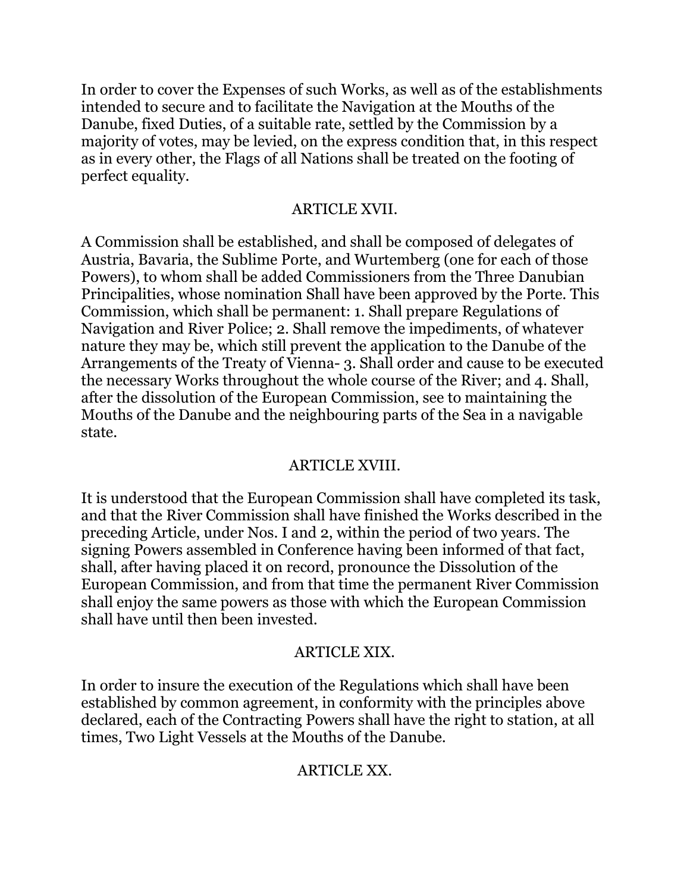In order to cover the Expenses of such Works, as well as of the establishments intended to secure and to facilitate the Navigation at the Mouths of the Danube, fixed Duties, of a suitable rate, settled by the Commission by a majority of votes, may be levied, on the express condition that, in this respect as in every other, the Flags of all Nations shall be treated on the footing of perfect equality.

## ARTICLE XVII.

A Commission shall be established, and shall be composed of delegates of Austria, Bavaria, the Sublime Porte, and Wurtemberg (one for each of those Powers), to whom shall be added Commissioners from the Three Danubian Principalities, whose nomination Shall have been approved by the Porte. This Commission, which shall be permanent: 1. Shall prepare Regulations of Navigation and River Police; 2. Shall remove the impediments, of whatever nature they may be, which still prevent the application to the Danube of the Arrangements of the Treaty of Vienna- 3. Shall order and cause to be executed the necessary Works throughout the whole course of the River; and 4. Shall, after the dissolution of the European Commission, see to maintaining the Mouths of the Danube and the neighbouring parts of the Sea in a navigable state.

## ARTICLE XVIII.

It is understood that the European Commission shall have completed its task, and that the River Commission shall have finished the Works described in the preceding Article, under Nos. I and 2, within the period of two years. The signing Powers assembled in Conference having been informed of that fact, shall, after having placed it on record, pronounce the Dissolution of the European Commission, and from that time the permanent River Commission shall enjoy the same powers as those with which the European Commission shall have until then been invested.

## ARTICLE XIX.

In order to insure the execution of the Regulations which shall have been established by common agreement, in conformity with the principles above declared, each of the Contracting Powers shall have the right to station, at all times, Two Light Vessels at the Mouths of the Danube.

## ARTICLE XX.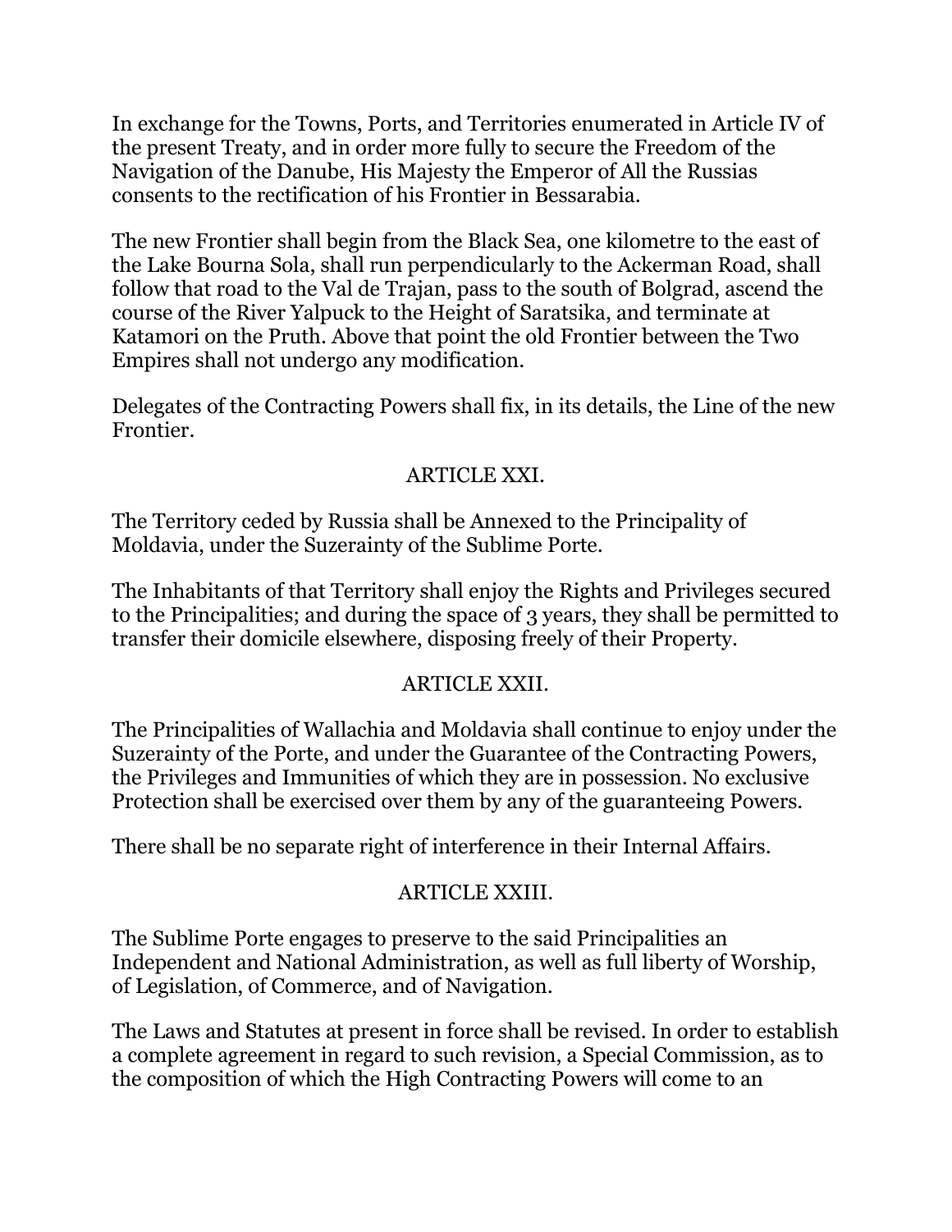In exchange for the Towns, Ports, and Territories enumerated in Article IV of the present Treaty, and in order more fully to secure the Freedom of the Navigation of the Danube, His Majesty the Emperor of All the Russias consents to the rectification of his Frontier in Bessarabia.

The new Frontier shall begin from the Black Sea, one kilometre to the east of the Lake Bourna Sola, shall run perpendicularly to the Ackerman Road, shall follow that road to the Val de Trajan, pass to the south of Bolgrad, ascend the course of the River Yalpuck to the Height of Saratsika, and terminate at Katamori on the Pruth. Above that point the old Frontier between the Two Empires shall not undergo any modification.

Delegates of the Contracting Powers shall fix, in its details, the Line of the new Frontier.

## ARTICLE XXI.

The Territory ceded by Russia shall be Annexed to the Principality of Moldavia, under the Suzerainty of the Sublime Porte.

The Inhabitants of that Territory shall enjoy the Rights and Privileges secured to the Principalities; and during the space of 3 years, they shall be permitted to transfer their domicile elsewhere, disposing freely of their Property.

## ARTICLE XXII.

The Principalities of Wallachia and Moldavia shall continue to enjoy under the Suzerainty of the Porte, and under the Guarantee of the Contracting Powers, the Privileges and Immunities of which they are in possession. No exclusive Protection shall be exercised over them by any of the guaranteeing Powers.

There shall be no separate right of interference in their Internal Affairs.

## ARTICLE XXIII.

The Sublime Porte engages to preserve to the said Principalities an Independent and National Administration, as well as full liberty of Worship, of Legislation, of Commerce, and of Navigation.

The Laws and Statutes at present in force shall be revised. In order to establish a complete agreement in regard to such revision, a Special Commission, as to the composition of which the High Contracting Powers will come to an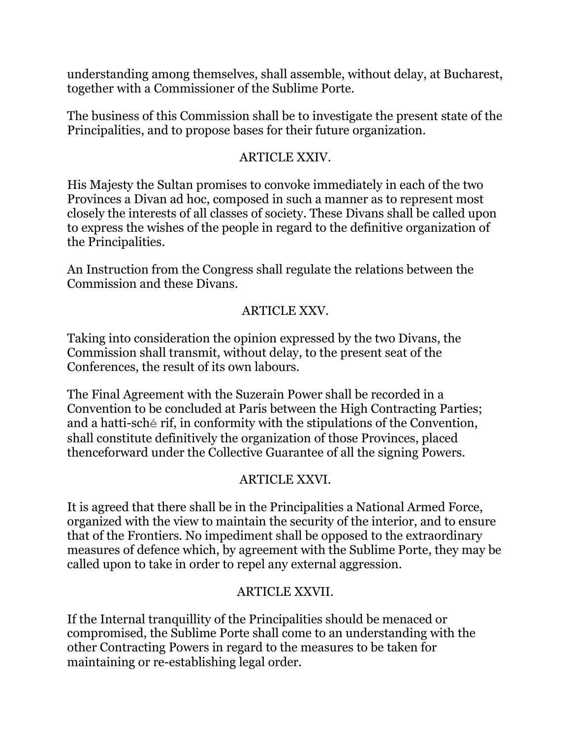understanding among themselves, shall assemble, without delay, at Bucharest, together with a Commissioner of the Sublime Porte.

The business of this Commission shall be to investigate the present state of the Principalities, and to propose bases for their future organization.

### ARTICLE XXIV.

His Majesty the Sultan promises to convoke immediately in each of the two Provinces a Divan ad hoc, composed in such a manner as to represent most closely the interests of all classes of society. These Divans shall be called upon to express the wishes of the people in regard to the definitive organization of the Principalities.

An Instruction from the Congress shall regulate the relations between the Commission and these Divans.

### ARTICLE XXV.

Taking into consideration the opinion expressed by the two Divans, the Commission shall transmit, without delay, to the present seat of the Conferences, the result of its own labours.

The Final Agreement with the Suzerain Power shall be recorded in a Convention to be concluded at Paris between the High Contracting Parties; and a hatti-sché rif, in conformity with the stipulations of the Convention, shall constitute definitively the organization of those Provinces, placed thenceforward under the Collective Guarantee of all the signing Powers.

### ARTICLE XXVI.

It is agreed that there shall be in the Principalities a National Armed Force, organized with the view to maintain the security of the interior, and to ensure that of the Frontiers. No impediment shall be opposed to the extraordinary measures of defence which, by agreement with the Sublime Porte, they may be called upon to take in order to repel any external aggression.

### ARTICLE XXVII.

If the Internal tranquillity of the Principalities should be menaced or compromised, the Sublime Porte shall come to an understanding with the other Contracting Powers in regard to the measures to be taken for maintaining or re-establishing legal order.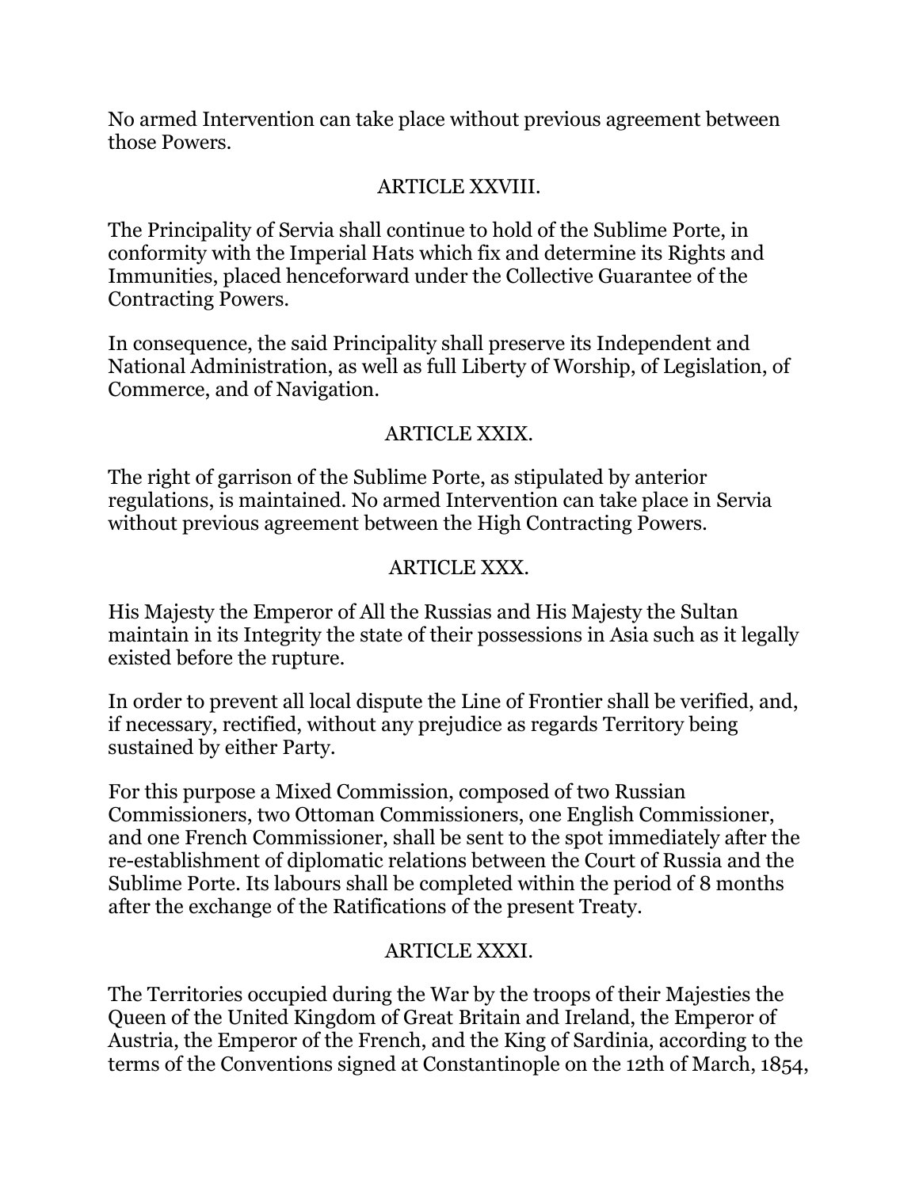No armed Intervention can take place without previous agreement between those Powers.

## ARTICLE XXVIII.

The Principality of Servia shall continue to hold of the Sublime Porte, in conformity with the Imperial Hats which fix and determine its Rights and Immunities, placed henceforward under the Collective Guarantee of the Contracting Powers.

In consequence, the said Principality shall preserve its Independent and National Administration, as well as full Liberty of Worship, of Legislation, of Commerce, and of Navigation.

## ARTICLE XXIX.

The right of garrison of the Sublime Porte, as stipulated by anterior regulations, is maintained. No armed Intervention can take place in Servia without previous agreement between the High Contracting Powers.

## ARTICLE XXX.

His Majesty the Emperor of All the Russias and His Majesty the Sultan maintain in its Integrity the state of their possessions in Asia such as it legally existed before the rupture.

In order to prevent all local dispute the Line of Frontier shall be verified, and, if necessary, rectified, without any prejudice as regards Territory being sustained by either Party.

For this purpose a Mixed Commission, composed of two Russian Commissioners, two Ottoman Commissioners, one English Commissioner, and one French Commissioner, shall be sent to the spot immediately after the re-establishment of diplomatic relations between the Court of Russia and the Sublime Porte. Its labours shall be completed within the period of 8 months after the exchange of the Ratifications of the present Treaty.

## ARTICLE XXXI.

The Territories occupied during the War by the troops of their Majesties the Queen of the United Kingdom of Great Britain and Ireland, the Emperor of Austria, the Emperor of the French, and the King of Sardinia, according to the terms of the Conventions signed at Constantinople on the 12th of March, 1854,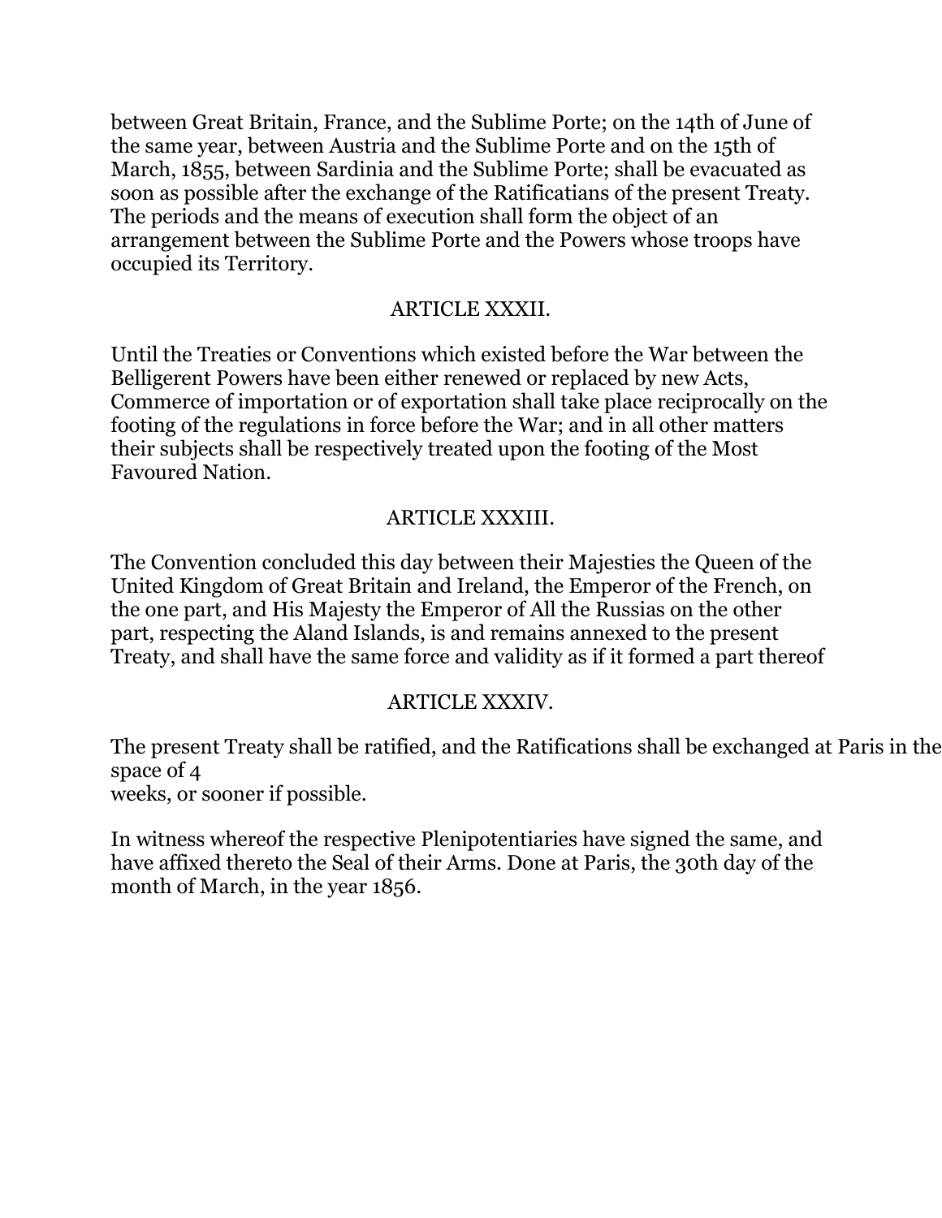between Great Britain, France, and the Sublime Porte; on the 14th of June of the same year, between Austria and the Sublime Porte and on the 15th of March, 1855, between Sardinia and the Sublime Porte; shall be evacuated as soon as possible after the exchange of the Ratificatians of the present Treaty. The periods and the means of execution shall form the object of an arrangement between the Sublime Porte and the Powers whose troops have occupied its Territory.

## ARTICLE XXXII.

Until the Treaties or Conventions which existed before the War between the Belligerent Powers have been either renewed or replaced by new Acts, Commerce of importation or of exportation shall take place reciprocally on the footing of the regulations in force before the War; and in all other matters their subjects shall be respectively treated upon the footing of the Most Favoured Nation.

## ARTICLE XXXIII.

The Convention concluded this day between their Majesties the Queen of the United Kingdom of Great Britain and Ireland, the Emperor of the French, on the one part, and His Majesty the Emperor of All the Russias on the other part, respecting the Aland Islands, is and remains annexed to the present Treaty, and shall have the same force and validity as if it formed a part thereof

## ARTICLE XXXIV.

The present Treaty shall be ratified, and the Ratifications shall be exchanged at Paris in the space of 4 weeks, or sooner if possible.

In witness whereof the respective Plenipotentiaries have signed the same, and have affixed thereto the Seal of their Arms. Done at Paris, the 30th day of the month of March, in the year 1856.